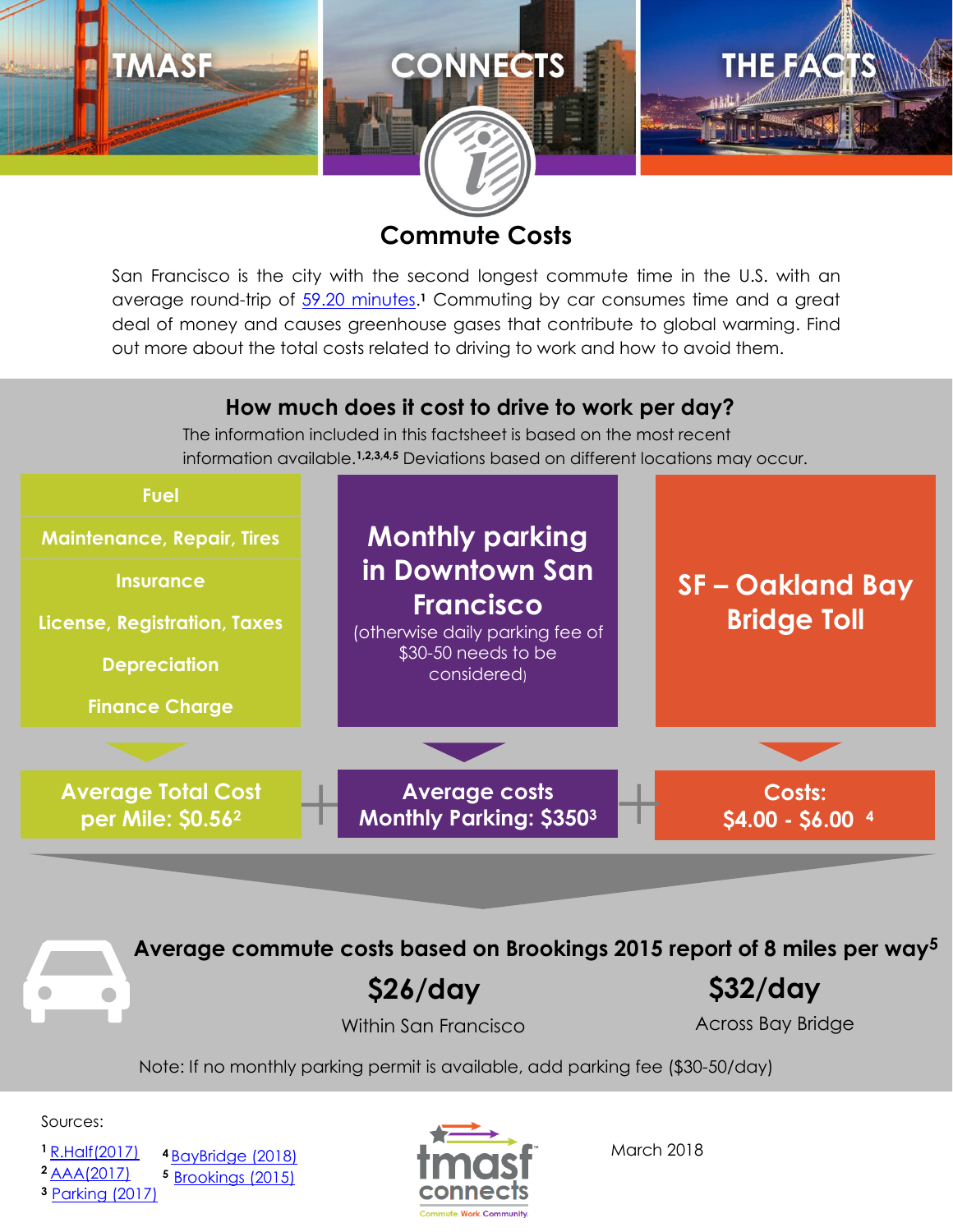# TMASF CONNECTS THE FACTS

## Commute Costs

San Francisco is the city with the second longest commute time in the U.S. with an average round-trip of [59.20 minutes](#).[1] Commuting by car consumes time and a great deal of money and causes greenhouse gases that contribute to global warming. Find out more about the total costs related to driving to work and how to avoid them.

### How much does it cost to drive to work per day?

The information included in this factsheet is based on the most recent information available.[1,2,3,4,5] Deviations based on different locations may occur.

**Fuel**

**Maintenance, Repair, Tires**

**Insurance**

**License, Registration, Taxes**

**Depreciation**

**Finance Charge**

**Average Total Cost per Mile: $0.56**[2]

+

**Monthly parking in Downtown San Francisco**

(otherwise daily parking fee of $30-50 needs to be considered)

**Average costs Monthly Parking: $350**[3]

+

**SF – Oakland Bay Bridge Toll**

**Costs: $4.00 - $6.00**[4]

### Average commute costs based on Brookings 2015 report of 8 miles per way[5]

**$26/day**

Within San Francisco

**$32/day**

Across Bay Bridge

Note: If no monthly parking permit is available, add parking fee ($30-50/day)

Sources:

[1] [R.Half(2017)](#)

[2] [AAA(2017)](#)

[3] [Parking (2017)](#)

[4] [BayBridge (2018)](#)

[5] [Brookings (2015)](#)

tmasf connects — Commute. Work. Community.

March 2018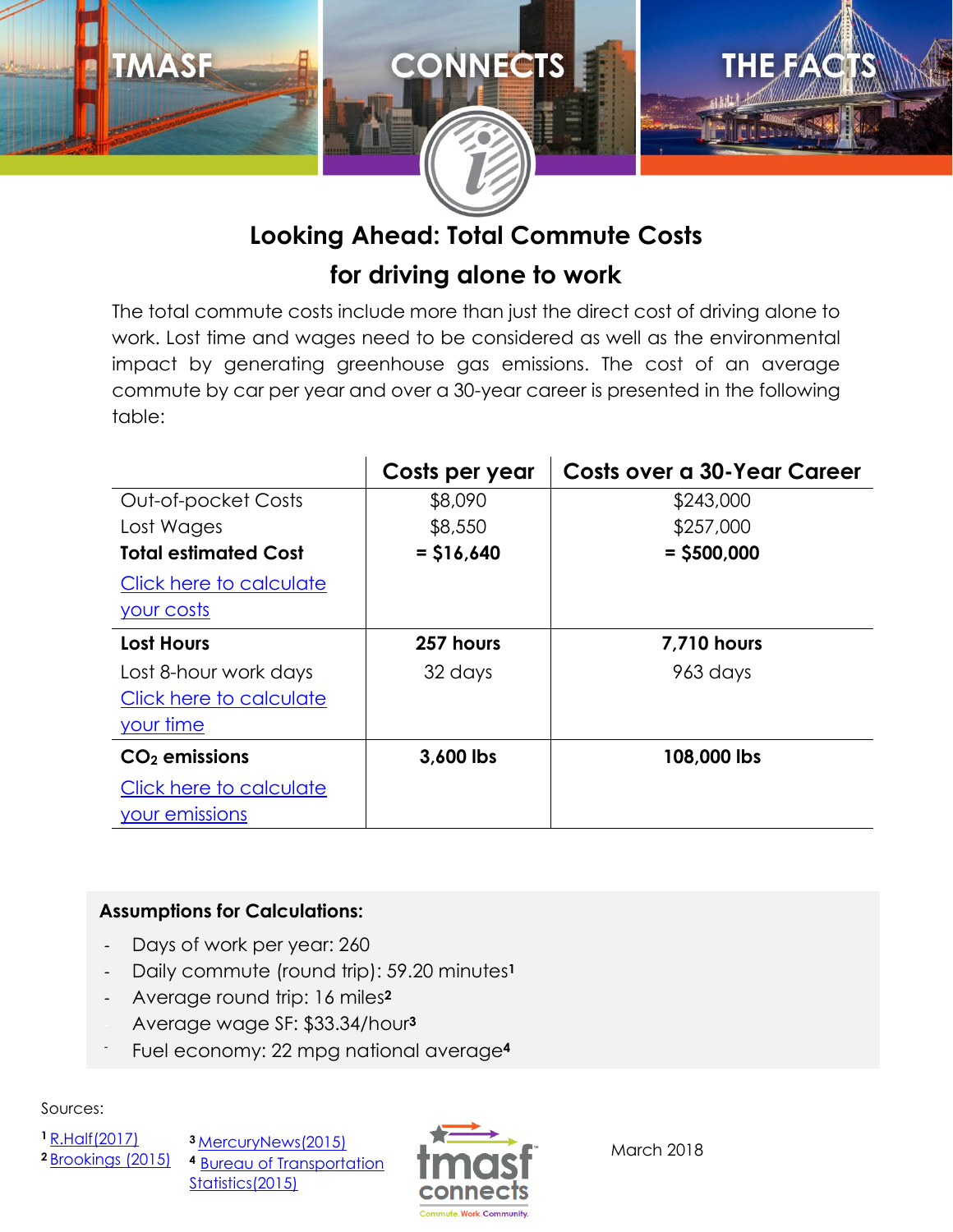TMASF CONNECTS THE FACTS

## Looking Ahead: Total Commute Costs for driving alone to work

The total commute costs include more than just the direct cost of driving alone to work. Lost time and wages need to be considered as well as the environmental impact by generating greenhouse gas emissions. The cost of an average commute by car per year and over a 30-year career is presented in the following table:

| | Costs per year | Costs over a 30-Year Career |
|---|---|---|
| Out-of-pocket Costs | $8,090 | $243,000 |
| Lost Wages | $8,550 | $257,000 |
| **Total estimated Cost** | **= $16,640** | **= $500,000** |
| Click here to calculate your costs | | |
| **Lost Hours** | **257 hours** | **7,710 hours** |
| Lost 8-hour work days | 32 days | 963 days |
| Click here to calculate your time | | |
| **$CO_2$ emissions** | **3,600 lbs** | **108,000 lbs** |
| Click here to calculate your emissions | | |

**Assumptions for Calculations:**

- Days of work per year: 260
- Daily commute (round trip): 59.20 minutes[1]
- Average round trip: 16 miles[2]
- Average wage SF: $33.34/hour[3]
- Fuel economy: 22 mpg national average[4]

Sources:

[1] R.Half(2017)
[2] Brookings (2015)
[3] MercuryNews(2015)
[4] Bureau of Transportation Statistics(2015)

tmasf connects — Commute. Work. Community.

March 2018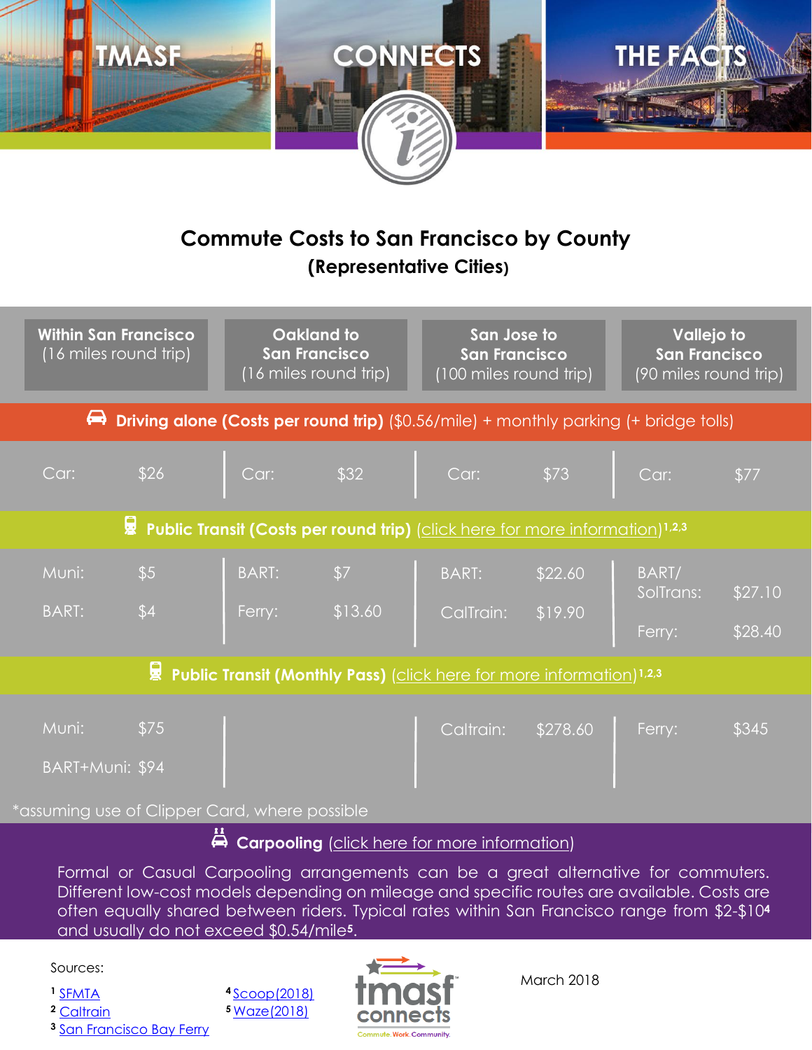# TMASF CONNECTS THE FACTS

## Commute Costs to San Francisco by County

### (Representative Cities)

| Within San Francisco (16 miles round trip) | Oakland to San Francisco (16 miles round trip) | San Jose to San Francisco (100 miles round trip) | Vallejo to San Francisco (90 miles round trip) |
|---|---|---|---|
| **Driving alone (Costs per round trip)** ($0.56/mile) + monthly parking (+ bridge tolls) | | | |
| Car: $26 | Car: $32 | Car: $73 | Car: $77 |
| **Public Transit (Costs per round trip)** (click here for more information)[1,2,3] | | | |
| Muni: $5<br>BART: $4 | BART: $7<br>Ferry: $13.60 | BART: $22.60<br>CalTrain: $19.90 | BART/SolTrans: $27.10<br>Ferry: $28.40 |
| **Public Transit (Monthly Pass)** (click here for more information)[1,2,3] | | | |
| Muni: $75<br>BART+Muni: $94 | | Caltrain: $278.60 | Ferry: $345 |

*assuming use of Clipper Card, where possible

**Carpooling** (click here for more information)

Formal or Casual Carpooling arrangements can be a great alternative for commuters. Different low-cost models depending on mileage and specific routes are available. Costs are often equally shared between riders. Typical rates within San Francisco range from $2-$10[4] and usually do not exceed $0.54/mile[5].

Sources:

[1] SFMTA
[2] Caltrain
[3] San Francisco Bay Ferry
[4] Scoop(2018)
[5] Waze(2018)

tmasf connects — Commute. Work. Community.

March 2018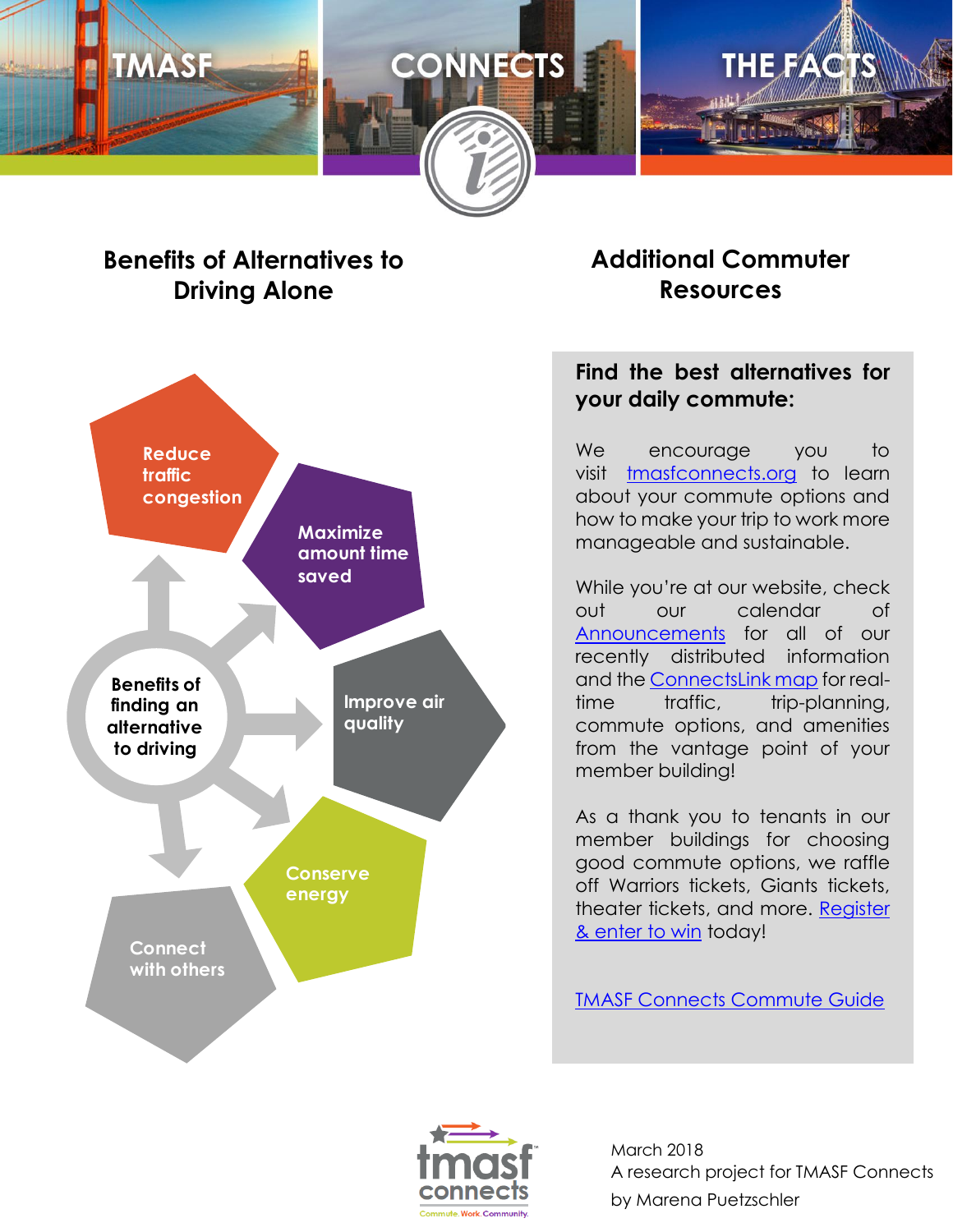TMASF CONNECTS THE FACTS

## Benefits of Alternatives to Driving Alone

Benefits of finding an alternative to driving

- Reduce traffic congestion
- Maximize amount time saved
- Improve air quality
- Conserve energy
- Connect with others

## Additional Commuter Resources

**Find the best alternatives for your daily commute:**

We encourage you to visit tmasfconnects.org to learn about your commute options and how to make your trip to work more manageable and sustainable.

While you're at our website, check out our calendar of Announcements for all of our recently distributed information and the ConnectsLink map for real-time traffic, trip-planning, commute options, and amenities from the vantage point of your member building!

As a thank you to tenants in our member buildings for choosing good commute options, we raffle off Warriors tickets, Giants tickets, theater tickets, and more. Register & enter to win today!

TMASF Connects Commute Guide

tmasf connects
Commute. Work. Community.

March 2018
A research project for TMASF Connects
by Marena Puetzschler